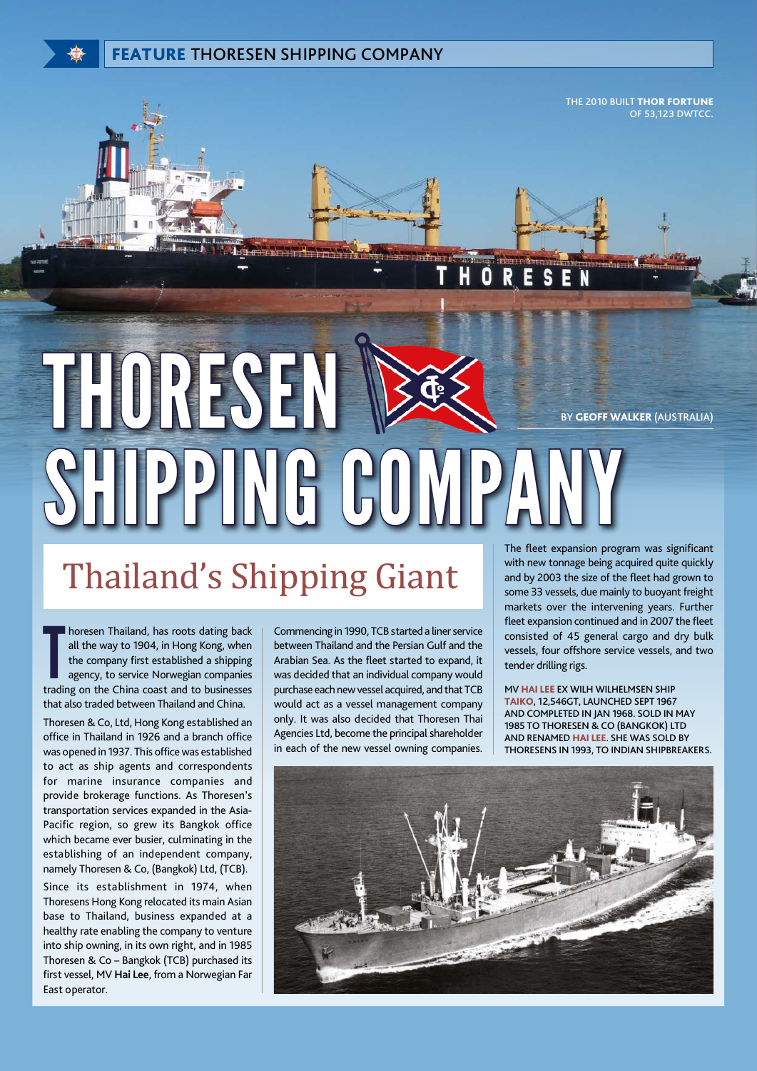# THORESEN SHIPPING COMPANY

## Thailand's Shipping Giant

BY **GEOFF WALKER** (AUSTRALIA)

THE 2010 BUILT **THOR FORTUNE** OF 53,123 DWTCC.

Thoresen Thailand, has roots dating back all the way to 1904, in Hong Kong, when the company first established a shipping agency, to service Norwegian companies trading on the China coast and to businesses that also traded between Thailand and China.

Thoresen & Co, Ltd, Hong Kong established an office in Thailand in 1926 and a branch office was opened in 1937. This office was established to act as ship agents and correspondents for marine insurance companies and provide brokerage functions. As Thoresen's transportation services expanded in the Asia-Pacific region, so grew its Bangkok office which became ever busier, culminating in the establishing of an independent company, namely Thoresen & Co, (Bangkok) Ltd, (TCB).

Since its establishment in 1974, when Thoresens Hong Kong relocated its main Asian base to Thailand, business expanded at a healthy rate enabling the company to venture into ship owning, in its own right, and in 1985 Thoresen & Co – Bangkok (TCB) purchased its first vessel, MV **Hai Lee**, from a Norwegian Far East operator.

Commencing in 1990, TCB started a liner service between Thailand and the Persian Gulf and the Arabian Sea. As the fleet started to expand, it was decided that an individual company would purchase each new vessel acquired, and that TCB would act as a vessel management company only. It was also decided that Thoresen Thai Agencies Ltd, become the principal shareholder in each of the new vessel owning companies.

The fleet expansion program was significant with new tonnage being acquired quite quickly and by 2003 the size of the fleet had grown to some 33 vessels, due mainly to buoyant freight markets over the intervening years. Further fleet expansion continued and in 2007 the fleet consisted of 45 general cargo and dry bulk vessels, four offshore service vessels, and two tender drilling rigs.

MV **HAI LEE** EX WILH WILHELMSEN SHIP **TAIKO**, 12,546GT, LAUNCHED SEPT 1967 AND COMPLETED IN JAN 1968. SOLD IN MAY 1985 TO THORESEN & CO (BANGKOK) LTD AND RENAMED **HAI LEE**. SHE WAS SOLD BY THORESENS IN 1993, TO INDIAN SHIPBREAKERS.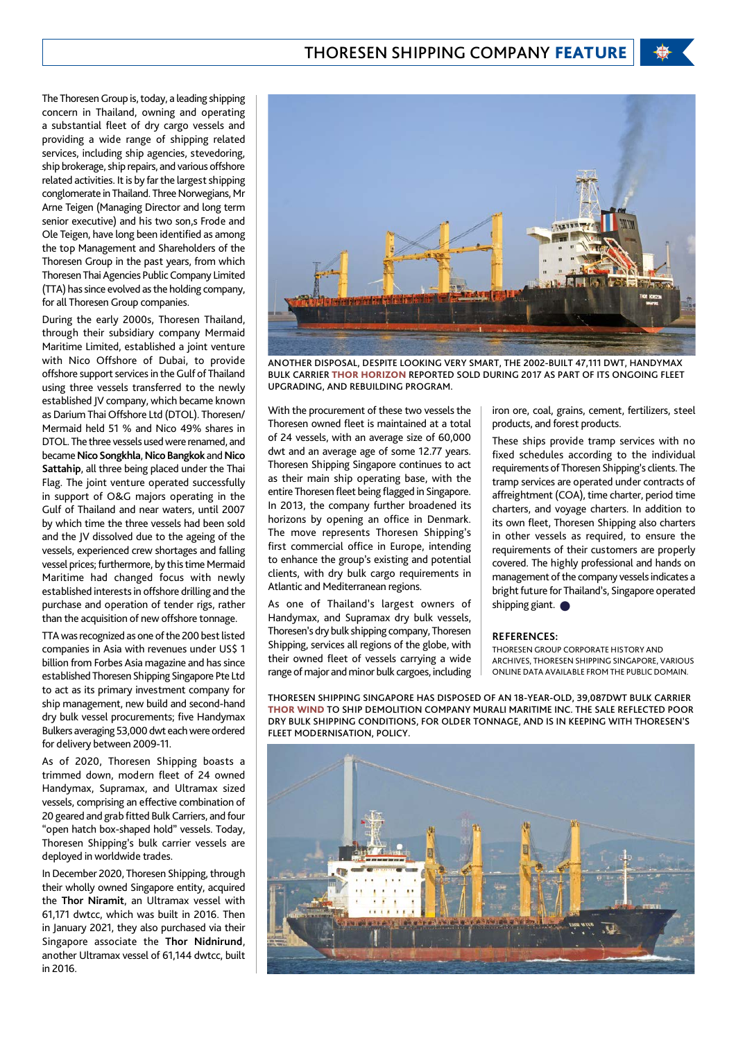The Thoresen Group is, today, a leading shipping concern in Thailand, owning and operating a substantial fleet of dry cargo vessels and providing a wide range of shipping related services, including ship agencies, stevedoring, ship brokerage, ship repairs, and various offshore related activities. It is by far the largest shipping conglomerate in Thailand. Three Norwegians, Mr Arne Teigen (Managing Director and long term senior executive) and his two son,s Frode and Ole Teigen, have long been identified as among the top Management and Shareholders of the Thoresen Group in the past years, from which Thoresen Thai Agencies Public Company Limited (TTA) has since evolved as the holding company, for all Thoresen Group companies.

During the early 2000s, Thoresen Thailand, through their subsidiary company Mermaid Maritime Limited, established a joint venture with Nico Offshore of Dubai, to provide offshore support services in the Gulf of Thailand using three vessels transferred to the newly established JV company, which became known as Darium Thai Offshore Ltd (DTOL). Thoresen/ Mermaid held 51 % and Nico 49% shares in DTOL. The three vessels used were renamed, and became **Nico Songkhla**, **Nico Bangkok** and **Nico Sattahip**, all three being placed under the Thai Flag. The joint venture operated successfully in support of O&G majors operating in the Gulf of Thailand and near waters, until 2007 by which time the three vessels had been sold and the JV dissolved due to the ageing of the vessels, experienced crew shortages and falling vessel prices; furthermore, by this time Mermaid Maritime had changed focus with newly established interests in offshore drilling and the purchase and operation of tender rigs, rather than the acquisition of new offshore tonnage.

TTA was recognized as one of the 200 best listed companies in Asia with revenues under US$ 1 billion from Forbes Asia magazine and has since established Thoresen Shipping Singapore Pte Ltd to act as its primary investment company for ship management, new build and second-hand dry bulk vessel procurements; five Handymax Bulkers averaging 53,000 dwt each were ordered for delivery between 2009-11.

As of 2020, Thoresen Shipping boasts a trimmed down, modern fleet of 24 owned Handymax, Supramax, and Ultramax sized vessels, comprising an effective combination of 20 geared and grab fitted Bulk Carriers, and four "open hatch box-shaped hold" vessels. Today, Thoresen Shipping's bulk carrier vessels are deployed in worldwide trades.

In December 2020, Thoresen Shipping, through their wholly owned Singapore entity, acquired the **Thor Niramit**, an Ultramax vessel with 61,171 dwtcc, which was built in 2016. Then in January 2021, they also purchased via their Singapore associate the **Thor Nidnirund**, another Ultramax vessel of 61,144 dwtcc, built in 2016.

ANOTHER DISPOSAL, DESPITE LOOKING VERY SMART, THE 2002-BUILT 47,111 DWT, HANDYMAX BULK CARRIER **THOR HORIZON** REPORTED SOLD DURING 2017 AS PART OF ITS ONGOING FLEET UPGRADING, AND REBUILDING PROGRAM.

With the procurement of these two vessels the Thoresen owned fleet is maintained at a total of 24 vessels, with an average size of 60,000 dwt and an average age of some 12.77 years. Thoresen Shipping Singapore continues to act as their main ship operating base, with the entire Thoresen fleet being flagged in Singapore. In 2013, the company further broadened its horizons by opening an office in Denmark. The move represents Thoresen Shipping's first commercial office in Europe, intending to enhance the group's existing and potential clients, with dry bulk cargo requirements in Atlantic and Mediterranean regions.

As one of Thailand's largest owners of Handymax, and Supramax dry bulk vessels, Thoresen's dry bulk shipping company, Thoresen Shipping, services all regions of the globe, with their owned fleet of vessels carrying a wide range of major and minor bulk cargoes, including iron ore, coal, grains, cement, fertilizers, steel products, and forest products.

These ships provide tramp services with no fixed schedules according to the individual requirements of Thoresen Shipping's clients. The tramp services are operated under contracts of affreightment (COA), time charter, period time charters, and voyage charters. In addition to its own fleet, Thoresen Shipping also charters in other vessels as required, to ensure the requirements of their customers are properly covered. The highly professional and hands on management of the company vessels indicates a bright future for Thailand's, Singapore operated shipping giant.

### REFERENCES:

THORESEN GROUP CORPORATE HISTORY AND ARCHIVES, THORESEN SHIPPING SINGAPORE, VARIOUS ONLINE DATA AVAILABLE FROM THE PUBLIC DOMAIN.

THORESEN SHIPPING SINGAPORE HAS DISPOSED OF AN 18-YEAR-OLD, 39,087DWT BULK CARRIER **THOR WIND** TO SHIP DEMOLITION COMPANY MURALI MARITIME INC. THE SALE REFLECTED POOR DRY BULK SHIPPING CONDITIONS, FOR OLDER TONNAGE, AND IS IN KEEPING WITH THORESEN'S FLEET MODERNISATION, POLICY.